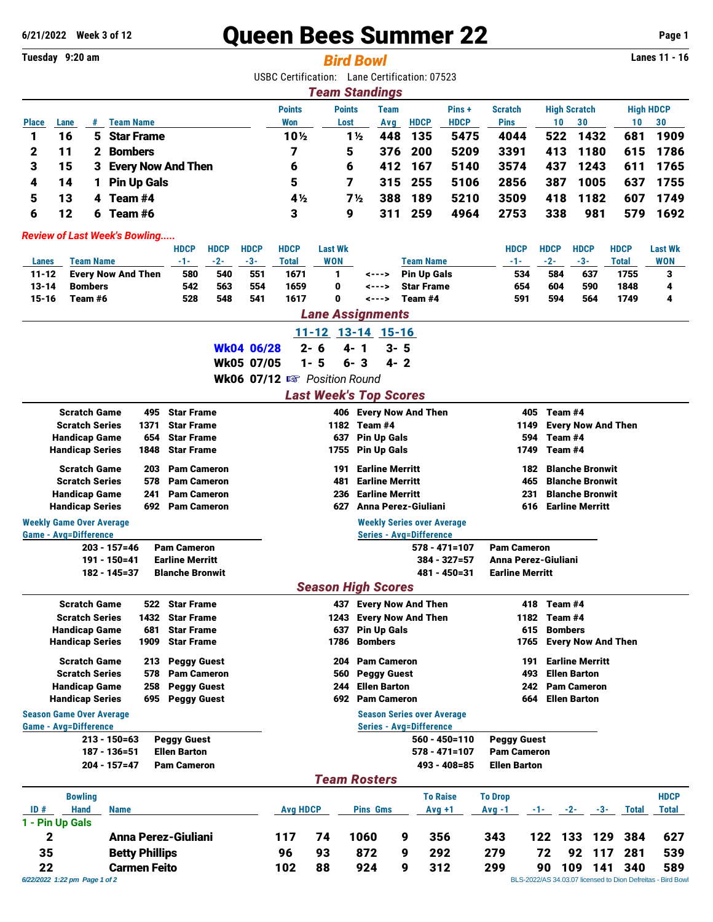6/21/2022 Week 3 of 12

# Queen Bees Summer 22

Tuesday 9:20 am

**Bird Bowl**

Lanes 11 - 16

USBC Certification: Lane Certification: 07523

## Team Standings

| Place | Lane | # | Team Name | Points Won | Points Lost | Team Avg | HDCP | Pins + HDCP | Scratch Pins | High Scratch 10 | High Scratch 30 | High HDCP 10 | High HDCP 30 |
|---|---|---|---|---|---|---|---|---|---|---|---|---|---|
| 1 | 16 | 5 | Star Frame | 10½ | 1½ | 448 | 135 | 5475 | 4044 | 522 | 1432 | 681 | 1909 |
| 2 | 11 | 2 | Bombers | 7 | 5 | 376 | 200 | 5209 | 3391 | 413 | 1180 | 615 | 1786 |
| 3 | 15 | 3 | Every Now And Then | 6 | 6 | 412 | 167 | 5140 | 3574 | 437 | 1243 | 611 | 1765 |
| 4 | 14 | 1 | Pin Up Gals | 5 | 7 | 315 | 255 | 5106 | 2856 | 387 | 1005 | 637 | 1755 |
| 5 | 13 | 4 | Team #4 | 4½ | 7½ | 388 | 189 | 5210 | 3509 | 418 | 1182 | 607 | 1749 |
| 6 | 12 | 6 | Team #6 | 3 | 9 | 311 | 259 | 4964 | 2753 | 338 | 981 | 579 | 1692 |

*Review of Last Week's Bowling.....*

| Lanes | Team Name | HDCP -1- | HDCP -2- | HDCP -3- | HDCP Total | Last Wk WON | | Team Name | HDCP -1- | HDCP -2- | HDCP -3- | HDCP Total | Last Wk WON |
|---|---|---|---|---|---|---|---|---|---|---|---|---|---|
| 11-12 | Every Now And Then | 580 | 540 | 551 | 1671 | 1 | <---> | Pin Up Gals | 534 | 584 | 637 | 1755 | 3 |
| 13-14 | Bombers | 542 | 563 | 554 | 1659 | 0 | <---> | Star Frame | 654 | 604 | 590 | 1848 | 4 |
| 15-16 | Team #6 | 528 | 548 | 541 | 1617 | 0 | <---> | Team #4 | 591 | 594 | 564 | 1749 | 4 |

## Lane Assignments

| | 11-12 | 13-14 | 15-16 |
|---|---|---|---|
| Wk04 06/28 | 2- 6 | 4- 1 | 3- 5 |
| Wk05 07/05 | 1- 5 | 6- 3 | 4- 2 |
| Wk06 07/12 | ☞ Position Round | | |

## Last Week's Top Scores

| | | | | | | |
|---|---|---|---|---|---|---|
| Scratch Game | 495 | Star Frame | 406 | Every Now And Then | 405 | Team #4 |
| Scratch Series | 1371 | Star Frame | 1182 | Team #4 | 1149 | Every Now And Then |
| Handicap Game | 654 | Star Frame | 637 | Pin Up Gals | 594 | Team #4 |
| Handicap Series | 1848 | Star Frame | 1755 | Pin Up Gals | 1749 | Team #4 |
| Scratch Game | 203 | Pam Cameron | 191 | Earline Merritt | 182 | Blanche Bronwit |
| Scratch Series | 578 | Pam Cameron | 481 | Earline Merritt | 465 | Blanche Bronwit |
| Handicap Game | 241 | Pam Cameron | 236 | Earline Merritt | 231 | Blanche Bronwit |
| Handicap Series | 692 | Pam Cameron | 627 | Anna Perez-Giuliani | 616 | Earline Merritt |

| Weekly Game Over Average (Game - Avg=Difference) | | Weekly Series over Average (Series - Avg=Difference) | |
|---|---|---|---|
| 203 - 157=46 | Pam Cameron | 578 - 471=107 | Pam Cameron |
| 191 - 150=41 | Earline Merritt | 384 - 327=57 | Anna Perez-Giuliani |
| 182 - 145=37 | Blanche Bronwit | 481 - 450=31 | Earline Merritt |

## Season High Scores

| | | | | | | |
|---|---|---|---|---|---|---|
| Scratch Game | 522 | Star Frame | 437 | Every Now And Then | 418 | Team #4 |
| Scratch Series | 1432 | Star Frame | 1243 | Every Now And Then | 1182 | Team #4 |
| Handicap Game | 681 | Star Frame | 637 | Pin Up Gals | 615 | Bombers |
| Handicap Series | 1909 | Star Frame | 1786 | Bombers | 1765 | Every Now And Then |
| Scratch Game | 213 | Peggy Guest | 204 | Pam Cameron | 191 | Earline Merritt |
| Scratch Series | 578 | Pam Cameron | 560 | Peggy Guest | 493 | Ellen Barton |
| Handicap Game | 258 | Peggy Guest | 244 | Ellen Barton | 242 | Pam Cameron |
| Handicap Series | 695 | Peggy Guest | 692 | Pam Cameron | 664 | Ellen Barton |

| Season Game Over Average (Game - Avg=Difference) | | Season Series over Average (Series - Avg=Difference) | |
|---|---|---|---|
| 213 - 150=63 | Peggy Guest | 560 - 450=110 | Peggy Guest |
| 187 - 136=51 | Ellen Barton | 578 - 471=107 | Pam Cameron |
| 204 - 157=47 | Pam Cameron | 493 - 408=85 | Ellen Barton |

## Team Rosters

| ID # | Bowling Hand | Name | Avg | HDCP | Pins | Gms | To Raise Avg +1 | To Drop Avg -1 | -1- | -2- | -3- | Total | HDCP Total |
|---|---|---|---|---|---|---|---|---|---|---|---|---|---|
| **1 - Pin Up Gals** | | | | | | | | | | | | | |
| 2 | | Anna Perez-Giuliani | 117 | 74 | 1060 | 9 | 356 | 343 | 122 | 133 | 129 | 384 | 627 |
| 35 | | Betty Phillips | 96 | 93 | 872 | 9 | 292 | 279 | 72 | 92 | 117 | 281 | 539 |
| 22 | | Carmen Feito | 102 | 88 | 924 | 9 | 312 | 299 | 90 | 109 | 141 | 340 | 589 |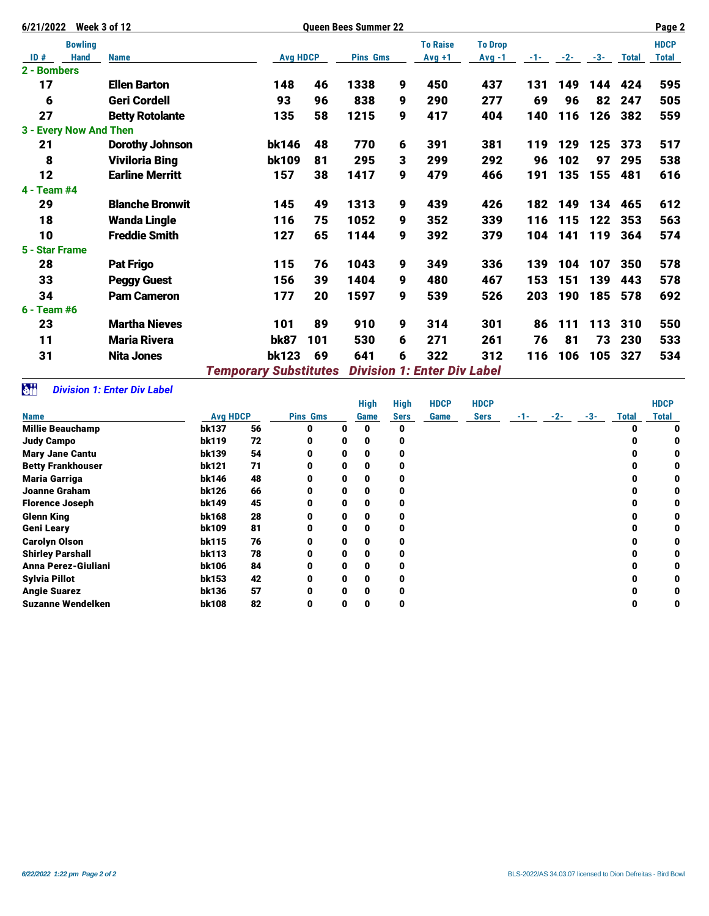| ID # | Bowling Hand | Name | Avg | HDCP | Pins | Gms | To Raise Avg +1 | To Drop Avg -1 | -1- | -2- | -3- | Total | HDCP Total |
|---|---|---|---|---|---|---|---|---|---|---|---|---|---|
| **2 - Bombers** | | | | | | | | | | | | | |
| 17 | | Ellen Barton | 148 | 46 | 1338 | 9 | 450 | 437 | 131 | 149 | 144 | 424 | 595 |
| 6 | | Geri Cordell | 93 | 96 | 838 | 9 | 290 | 277 | 69 | 96 | 82 | 247 | 505 |
| 27 | | Betty Rotolante | 135 | 58 | 1215 | 9 | 417 | 404 | 140 | 116 | 126 | 382 | 559 |
| **3 - Every Now And Then** | | | | | | | | | | | | | |
| 21 | | Dorothy Johnson | bk146 | 48 | 770 | 6 | 391 | 381 | 119 | 129 | 125 | 373 | 517 |
| 8 | | Viviloria Bing | bk109 | 81 | 295 | 3 | 299 | 292 | 96 | 102 | 97 | 295 | 538 |
| 12 | | Earline Merritt | 157 | 38 | 1417 | 9 | 479 | 466 | 191 | 135 | 155 | 481 | 616 |
| **4 - Team #4** | | | | | | | | | | | | | |
| 29 | | Blanche Bronwit | 145 | 49 | 1313 | 9 | 439 | 426 | 182 | 149 | 134 | 465 | 612 |
| 18 | | Wanda Lingle | 116 | 75 | 1052 | 9 | 352 | 339 | 116 | 115 | 122 | 353 | 563 |
| 10 | | Freddie Smith | 127 | 65 | 1144 | 9 | 392 | 379 | 104 | 141 | 119 | 364 | 574 |
| **5 - Star Frame** | | | | | | | | | | | | | |
| 28 | | Pat Frigo | 115 | 76 | 1043 | 9 | 349 | 336 | 139 | 104 | 107 | 350 | 578 |
| 33 | | Peggy Guest | 156 | 39 | 1404 | 9 | 480 | 467 | 153 | 151 | 139 | 443 | 578 |
| 34 | | Pam Cameron | 177 | 20 | 1597 | 9 | 539 | 526 | 203 | 190 | 185 | 578 | 692 |
| **6 - Team #6** | | | | | | | | | | | | | |
| 23 | | Martha Nieves | 101 | 89 | 910 | 9 | 314 | 301 | 86 | 111 | 113 | 310 | 550 |
| 11 | | Maria Rivera | bk87 | 101 | 530 | 6 | 271 | 261 | 76 | 81 | 73 | 230 | 533 |
| 31 | | Nita Jones | bk123 | 69 | 641 | 6 | 322 | 312 | 116 | 106 | 105 | 327 | 534 |

***Temporary Substitutes Division 1: Enter Div Label***

***Division 1: Enter Div Label***

| Name | Avg | HDCP | Pins | Gms | High Game | High Sers | HDCP Game | HDCP Sers | -1- | -2- | -3- | Total | HDCP Total |
|---|---|---|---|---|---|---|---|---|---|---|---|---|---|
| Millie Beauchamp | bk137 | 56 | 0 | 0 | 0 | 0 | | | | | | 0 | 0 |
| Judy Campo | bk119 | 72 | 0 | 0 | 0 | 0 | | | | | | 0 | 0 |
| Mary Jane Cantu | bk139 | 54 | 0 | 0 | 0 | 0 | | | | | | 0 | 0 |
| Betty Frankhouser | bk121 | 71 | 0 | 0 | 0 | 0 | | | | | | 0 | 0 |
| Maria Garriga | bk146 | 48 | 0 | 0 | 0 | 0 | | | | | | 0 | 0 |
| Joanne Graham | bk126 | 66 | 0 | 0 | 0 | 0 | | | | | | 0 | 0 |
| Florence Joseph | bk149 | 45 | 0 | 0 | 0 | 0 | | | | | | 0 | 0 |
| Glenn King | bk168 | 28 | 0 | 0 | 0 | 0 | | | | | | 0 | 0 |
| Geni Leary | bk109 | 81 | 0 | 0 | 0 | 0 | | | | | | 0 | 0 |
| Carolyn Olson | bk115 | 76 | 0 | 0 | 0 | 0 | | | | | | 0 | 0 |
| Shirley Parshall | bk113 | 78 | 0 | 0 | 0 | 0 | | | | | | 0 | 0 |
| Anna Perez-Giuliani | bk106 | 84 | 0 | 0 | 0 | 0 | | | | | | 0 | 0 |
| Sylvia Pillot | bk153 | 42 | 0 | 0 | 0 | 0 | | | | | | 0 | 0 |
| Angie Suarez | bk136 | 57 | 0 | 0 | 0 | 0 | | | | | | 0 | 0 |
| Suzanne Wendelken | bk108 | 82 | 0 | 0 | 0 | 0 | | | | | | 0 | 0 |